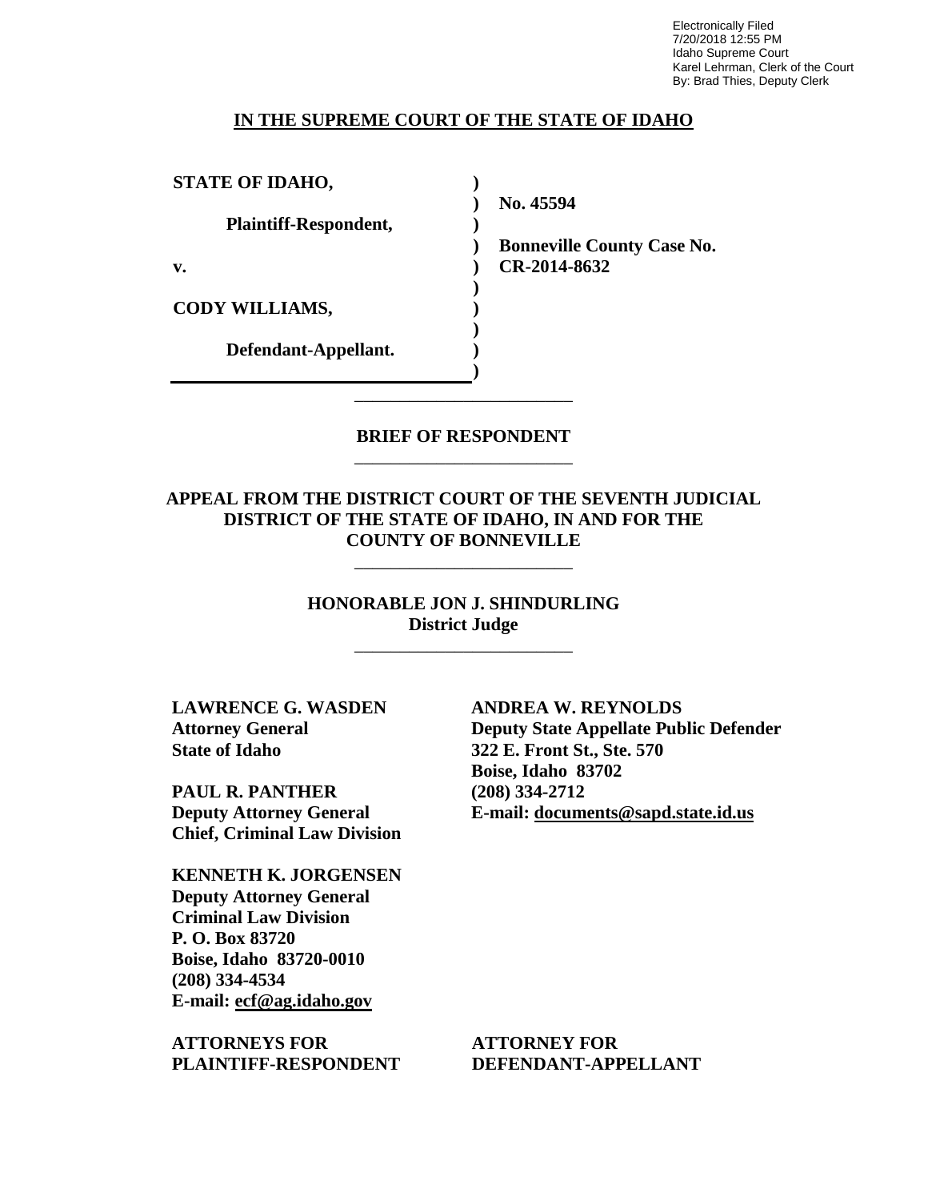Electronically Filed
7/20/2018 12:55 PM
Idaho Supreme Court
Karel Lehrman, Clerk of the Court
By: Brad Thies, Deputy Clerk

**IN THE SUPREME COURT OF THE STATE OF IDAHO**

| | | |
|---|---|---|
| **STATE OF IDAHO,** | ) | |
| | ) | **No. 45594** |
| **Plaintiff-Respondent,** | ) | |
| | ) | **Bonneville County Case No.** |
| **v.** | ) | **CR-2014-8632** |
| | ) | |
| **CODY WILLIAMS,** | ) | |
| | ) | |
| **Defendant-Appellant.** | ) | |
| | ) | |

---

**BRIEF OF RESPONDENT**

---

**APPEAL FROM THE DISTRICT COURT OF THE SEVENTH JUDICIAL DISTRICT OF THE STATE OF IDAHO, IN AND FOR THE COUNTY OF BONNEVILLE**

---

**HONORABLE JON J. SHINDURLING**
**District Judge**

---

**LAWRENCE G. WASDEN**
**Attorney General**
**State of Idaho**

**PAUL R. PANTHER**
**Deputy Attorney General**
**Chief, Criminal Law Division**

**KENNETH K. JORGENSEN**
**Deputy Attorney General**
**Criminal Law Division**
**P. O. Box 83720**
**Boise, Idaho 83720-0010**
**(208) 334-4534**
**E-mail: ecf@ag.idaho.gov**

**ATTORNEYS FOR PLAINTIFF-RESPONDENT**

**ANDREA W. REYNOLDS**
**Deputy State Appellate Public Defender**
**322 E. Front St., Ste. 570**
**Boise, Idaho 83702**
**(208) 334-2712**
**E-mail: documents@sapd.state.id.us**

**ATTORNEY FOR DEFENDANT-APPELLANT**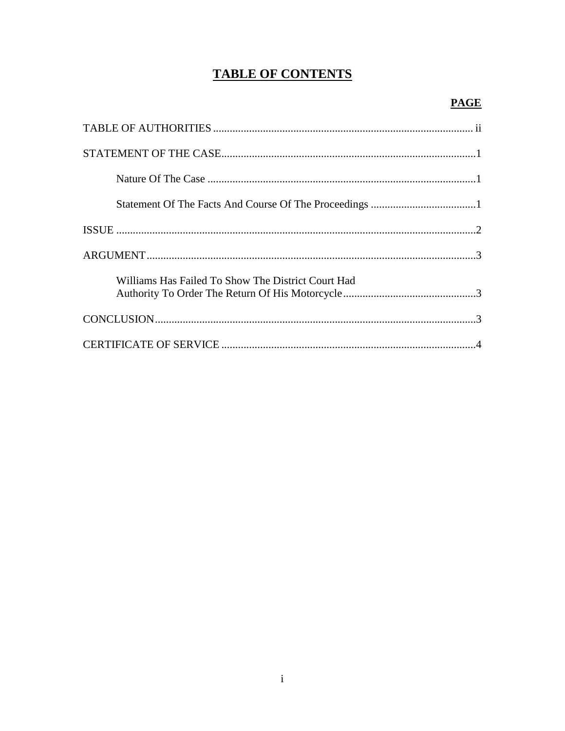# TABLE OF CONTENTS

| | PAGE |
|---|---|
| TABLE OF AUTHORITIES | ii |
| STATEMENT OF THE CASE | 1 |
| Nature Of The Case | 1 |
| Statement Of The Facts And Course Of The Proceedings | 1 |
| ISSUE | 2 |
| ARGUMENT | 3 |
| Williams Has Failed To Show The District Court Had Authority To Order The Return Of His Motorcycle | 3 |
| CONCLUSION | 3 |
| CERTIFICATE OF SERVICE | 4 |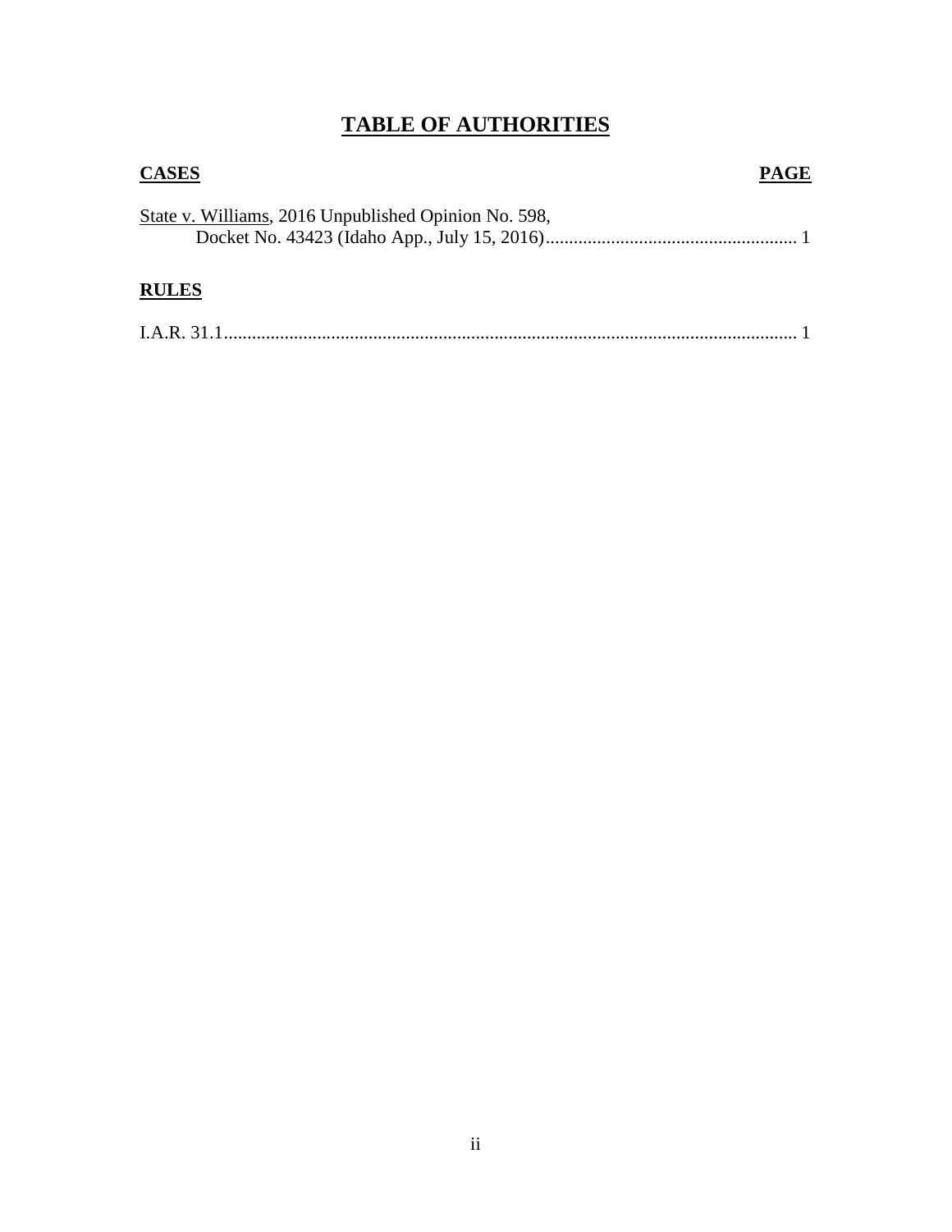# TABLE OF AUTHORITIES

**CASES** **PAGE**

State v. Williams, 2016 Unpublished Opinion No. 598,
Docket No. 43423 (Idaho App., July 15, 2016)...................................................... 1

**RULES**

I.A.R. 31.1......................................................................................................................... 1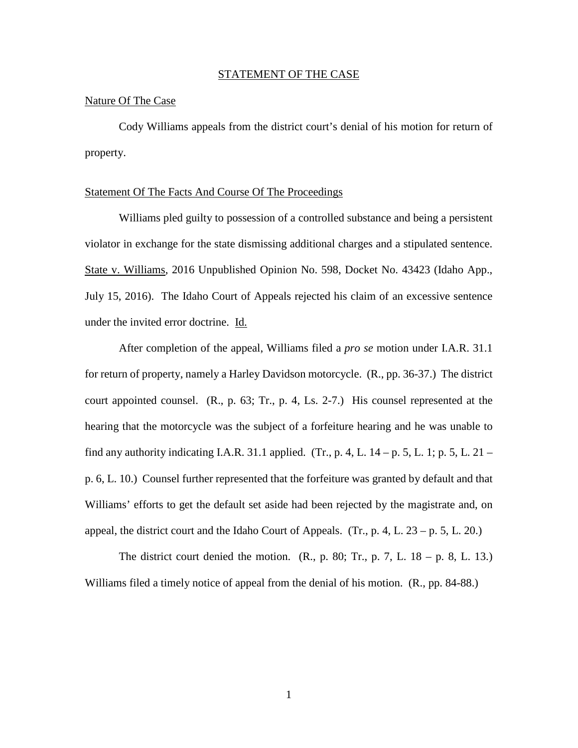## STATEMENT OF THE CASE

### Nature Of The Case

Cody Williams appeals from the district court's denial of his motion for return of property.

### Statement Of The Facts And Course Of The Proceedings

Williams pled guilty to possession of a controlled substance and being a persistent violator in exchange for the state dismissing additional charges and a stipulated sentence. State v. Williams, 2016 Unpublished Opinion No. 598, Docket No. 43423 (Idaho App., July 15, 2016). The Idaho Court of Appeals rejected his claim of an excessive sentence under the invited error doctrine. Id.

After completion of the appeal, Williams filed a *pro se* motion under I.A.R. 31.1 for return of property, namely a Harley Davidson motorcycle. (R., pp. 36-37.) The district court appointed counsel. (R., p. 63; Tr., p. 4, Ls. 2-7.) His counsel represented at the hearing that the motorcycle was the subject of a forfeiture hearing and he was unable to find any authority indicating I.A.R. 31.1 applied. (Tr., p. 4, L. 14 – p. 5, L. 1; p. 5, L. 21 – p. 6, L. 10.) Counsel further represented that the forfeiture was granted by default and that Williams' efforts to get the default set aside had been rejected by the magistrate and, on appeal, the district court and the Idaho Court of Appeals. (Tr., p. 4, L. 23 – p. 5, L. 20.)

The district court denied the motion. (R., p. 80; Tr., p. 7, L. 18 – p. 8, L. 13.) Williams filed a timely notice of appeal from the denial of his motion. (R., pp. 84-88.)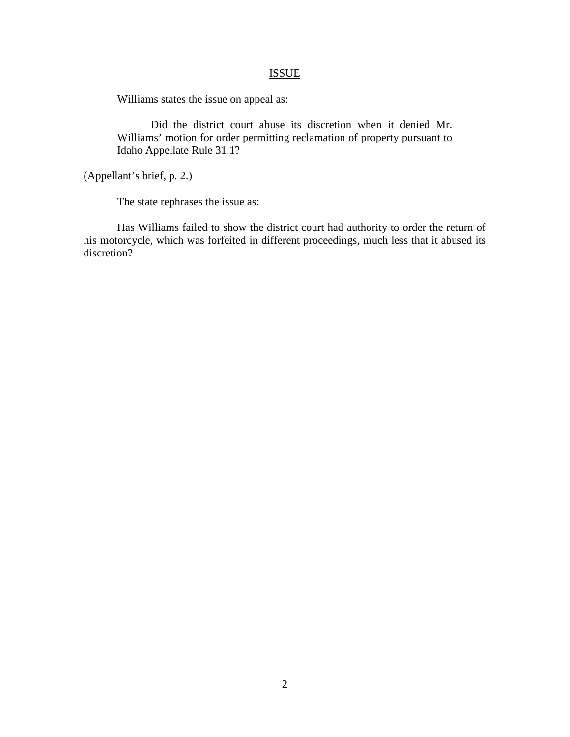## ISSUE

Williams states the issue on appeal as:

> Did the district court abuse its discretion when it denied Mr. Williams' motion for order permitting reclamation of property pursuant to Idaho Appellate Rule 31.1?

(Appellant's brief, p. 2.)

The state rephrases the issue as:

Has Williams failed to show the district court had authority to order the return of his motorcycle, which was forfeited in different proceedings, much less that it abused its discretion?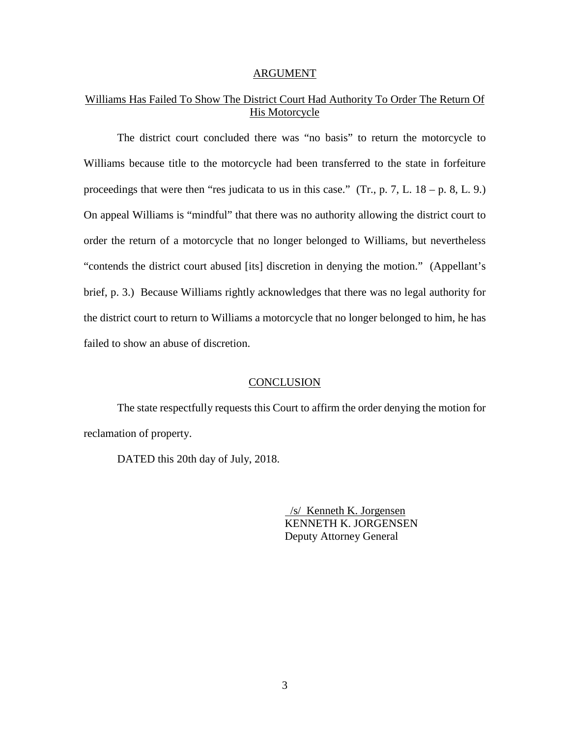## ARGUMENT

### Williams Has Failed To Show The District Court Had Authority To Order The Return Of His Motorcycle

The district court concluded there was "no basis" to return the motorcycle to Williams because title to the motorcycle had been transferred to the state in forfeiture proceedings that were then "res judicata to us in this case." (Tr., p. 7, L. 18 – p. 8, L. 9.) On appeal Williams is "mindful" that there was no authority allowing the district court to order the return of a motorcycle that no longer belonged to Williams, but nevertheless "contends the district court abused [its] discretion in denying the motion." (Appellant's brief, p. 3.) Because Williams rightly acknowledges that there was no legal authority for the district court to return to Williams a motorcycle that no longer belonged to him, he has failed to show an abuse of discretion.

## CONCLUSION

The state respectfully requests this Court to affirm the order denying the motion for reclamation of property.

DATED this 20th day of July, 2018.

/s/ Kenneth K. Jorgensen
KENNETH K. JORGENSEN
Deputy Attorney General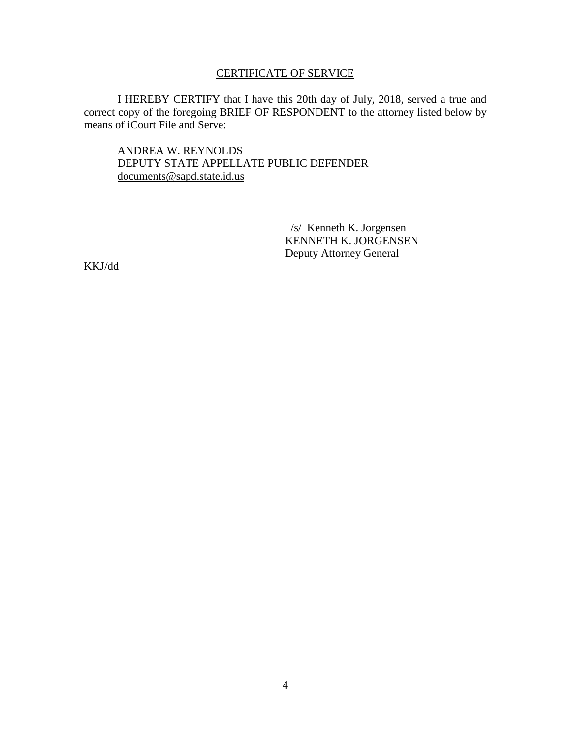CERTIFICATE OF SERVICE

I HEREBY CERTIFY that I have this 20th day of July, 2018, served a true and correct copy of the foregoing BRIEF OF RESPONDENT to the attorney listed below by means of iCourt File and Serve:

ANDREA W. REYNOLDS
DEPUTY STATE APPELLATE PUBLIC DEFENDER
documents@sapd.state.id.us

/s/ Kenneth K. Jorgensen
KENNETH K. JORGENSEN
Deputy Attorney General

KKJ/dd